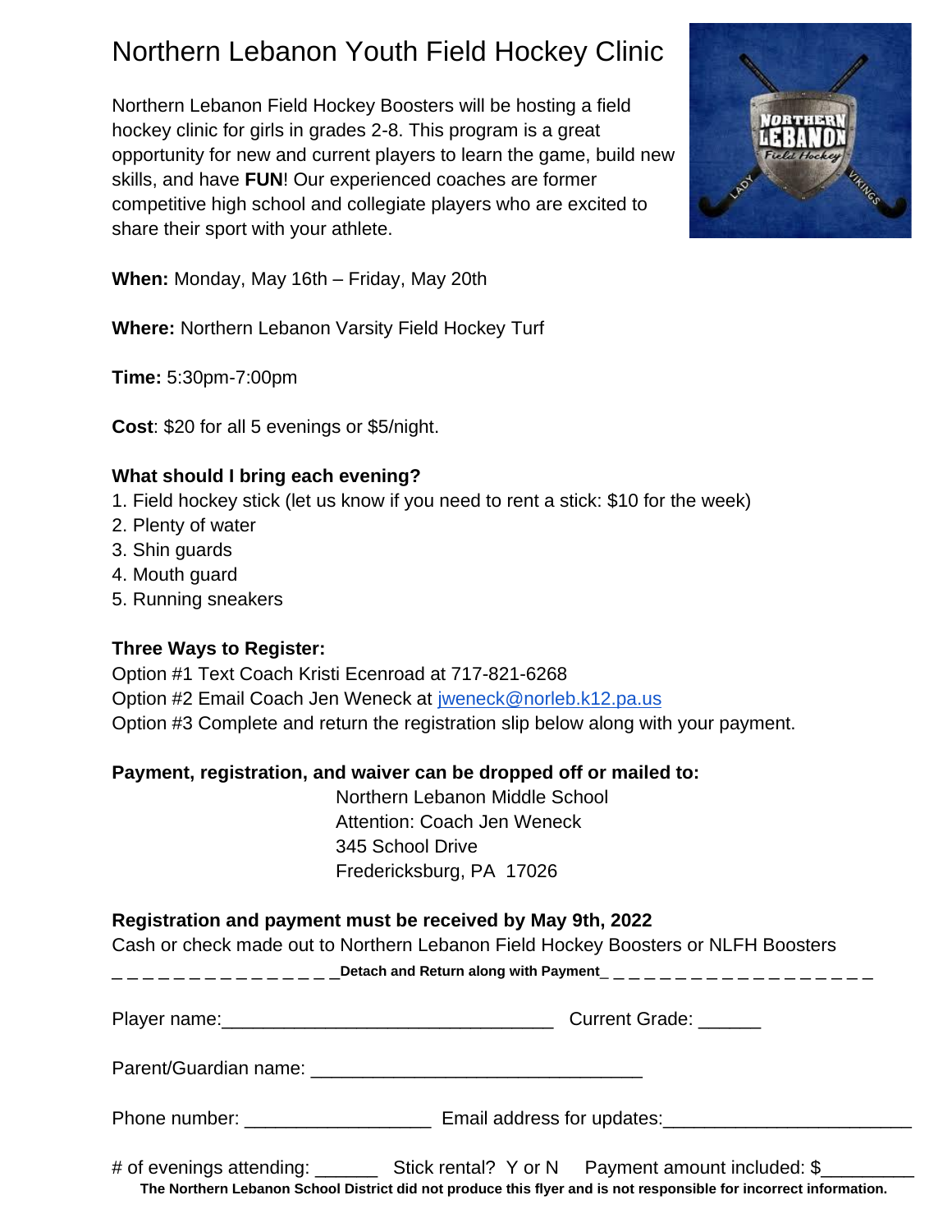# Northern Lebanon Youth Field Hockey Clinic

Northern Lebanon Field Hockey Boosters will be hosting a field hockey clinic for girls in grades 2-8. This program is a great opportunity for new and current players to learn the game, build new skills, and have **FUN**! Our experienced coaches are former competitive high school and collegiate players who are excited to share their sport with your athlete.

**When:** Monday, May 16th – Friday, May 20th

**Where:** Northern Lebanon Varsity Field Hockey Turf

**Time:** 5:30pm-7:00pm

**Cost**: $20 for all 5 evenings or $5/night.

**What should I bring each evening?**

1. Field hockey stick (let us know if you need to rent a stick: $10 for the week)
2. Plenty of water
3. Shin guards
4. Mouth guard
5. Running sneakers

**Three Ways to Register:**

Option #1 Text Coach Kristi Ecenroad at 717-821-6268
Option #2 Email Coach Jen Weneck at jweneck@norleb.k12.pa.us
Option #3 Complete and return the registration slip below along with your payment.

**Payment, registration, and waiver can be dropped off or mailed to:**

Northern Lebanon Middle School
Attention: Coach Jen Weneck
345 School Drive
Fredericksburg, PA 17026

**Registration and payment must be received by May 9th, 2022**

Cash or check made out to Northern Lebanon Field Hockey Boosters or NLFH Boosters

_ _ _ _ _ _ _ _ _ _ _ _ _ _ _ **Detach and Return along with Payment** _ _ _ _ _ _ _ _ _ _ _ _ _ _ _ _ _ _

Player name:________________________________ Current Grade: ______

Parent/Guardian name: ________________________________

Phone number: __________________ Email address for updates:________________________

# of evenings attending: ______ Stick rental? Y or N Payment amount included: $_________

**The Northern Lebanon School District did not produce this flyer and is not responsible for incorrect information.**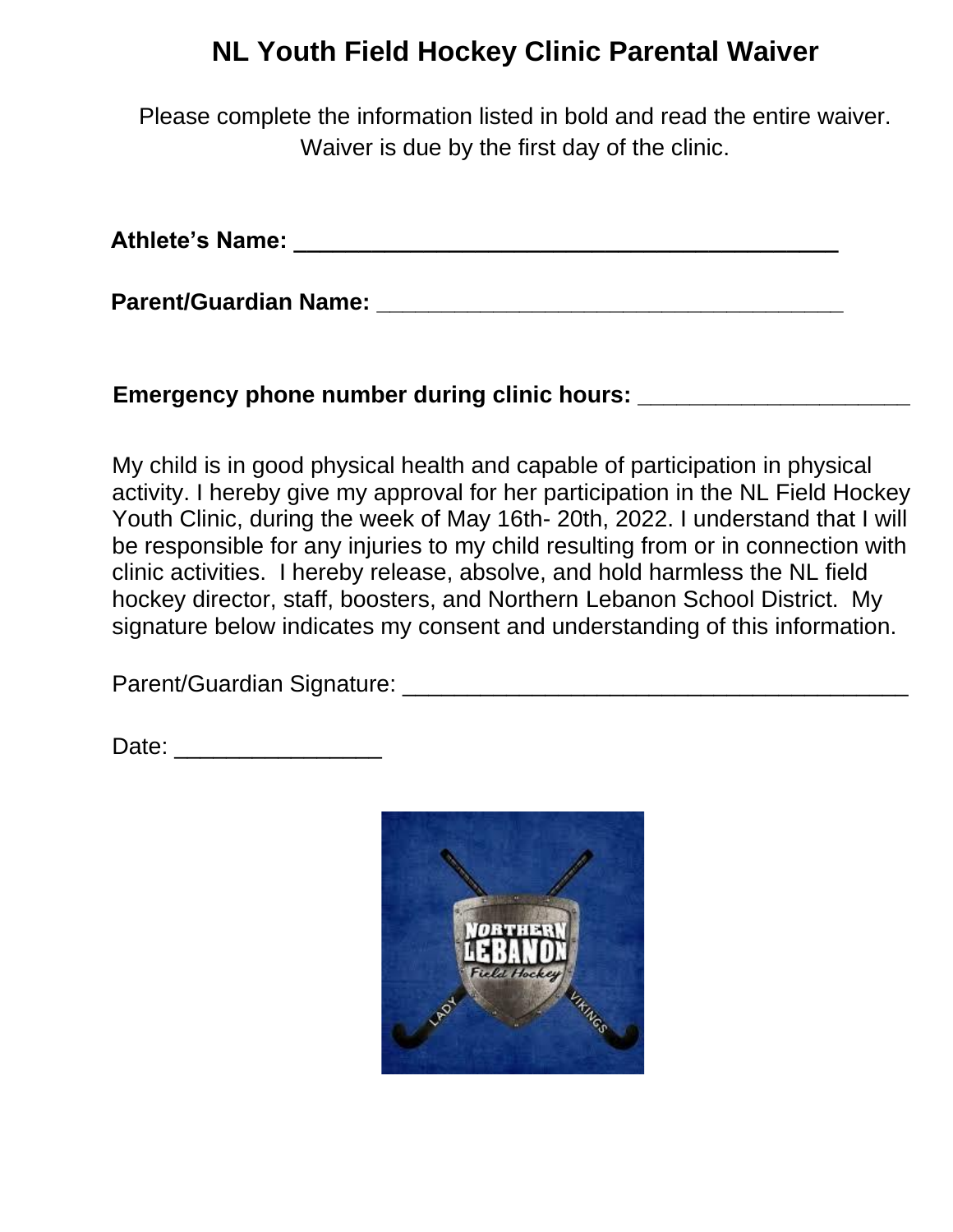# NL Youth Field Hockey Clinic Parental Waiver

Please complete the information listed in bold and read the entire waiver.
Waiver is due by the first day of the clinic.

**Athlete's Name: ________________________________________**

**Parent/Guardian Name: ____________________________________**

**Emergency phone number during clinic hours: ____________________**

My child is in good physical health and capable of participation in physical activity. I hereby give my approval for her participation in the NL Field Hockey Youth Clinic, during the week of May 16th- 20th, 2022. I understand that I will be responsible for any injuries to my child resulting from or in connection with clinic activities. I hereby release, absolve, and hold harmless the NL field hockey director, staff, boosters, and Northern Lebanon School District. My signature below indicates my consent and understanding of this information.

Parent/Guardian Signature: ______________________________________

Date: ________________